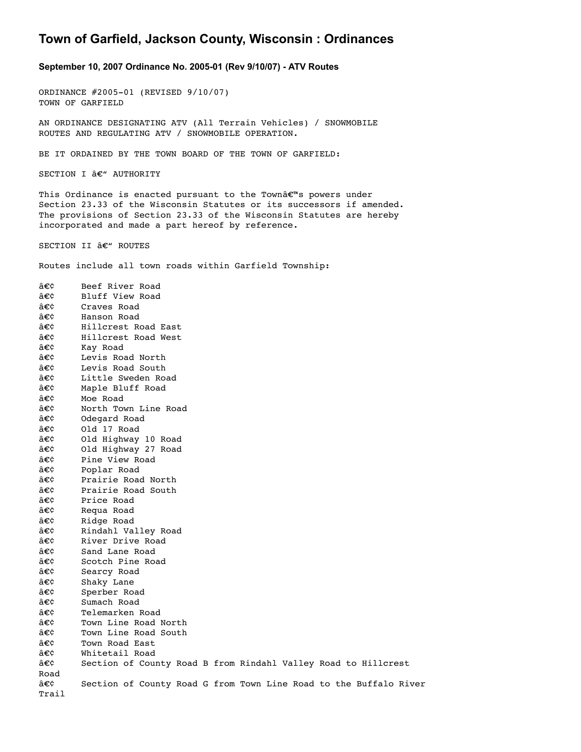# Town of Garfield, Jackson County, Wisconsin : Ordinances

### September 10, 2007 Ordinance No. 2005-01 (Rev 9/10/07) - ATV Routes

ORDINANCE #2005-01 (REVISED 9/10/07)
TOWN OF GARFIELD

AN ORDINANCE DESIGNATING ATV (All Terrain Vehicles) / SNOWMOBILE ROUTES AND REGULATING ATV / SNOWMOBILE OPERATION.

BE IT ORDAINED BY THE TOWN BOARD OF THE TOWN OF GARFIELD:

SECTION I â€" AUTHORITY

This Ordinance is enacted pursuant to the Townâ€™s powers under Section 23.33 of the Wisconsin Statutes or its successors if amended. The provisions of Section 23.33 of the Wisconsin Statutes are hereby incorporated and made a part hereof by reference.

SECTION II â€" ROUTES

Routes include all town roads within Garfield Township:

- Beef River Road
- Bluff View Road
- Craves Road
- Hanson Road
- Hillcrest Road East
- Hillcrest Road West
- Kay Road
- Levis Road North
- Levis Road South
- Little Sweden Road
- Maple Bluff Road
- Moe Road
- North Town Line Road
- Odegard Road
- Old 17 Road
- Old Highway 10 Road
- Old Highway 27 Road
- Pine View Road
- Poplar Road
- Prairie Road North
- Prairie Road South
- Price Road
- Requa Road
- Ridge Road
- Rindahl Valley Road
- River Drive Road
- Sand Lane Road
- Scotch Pine Road
- Searcy Road
- Shaky Lane
- Sperber Road
- Sumach Road
- Telemarken Road
- Town Line Road North
- Town Line Road South
- Town Road East
- Whitetail Road
- Section of County Road B from Rindahl Valley Road to Hillcrest Road
- Section of County Road G from Town Line Road to the Buffalo River Trail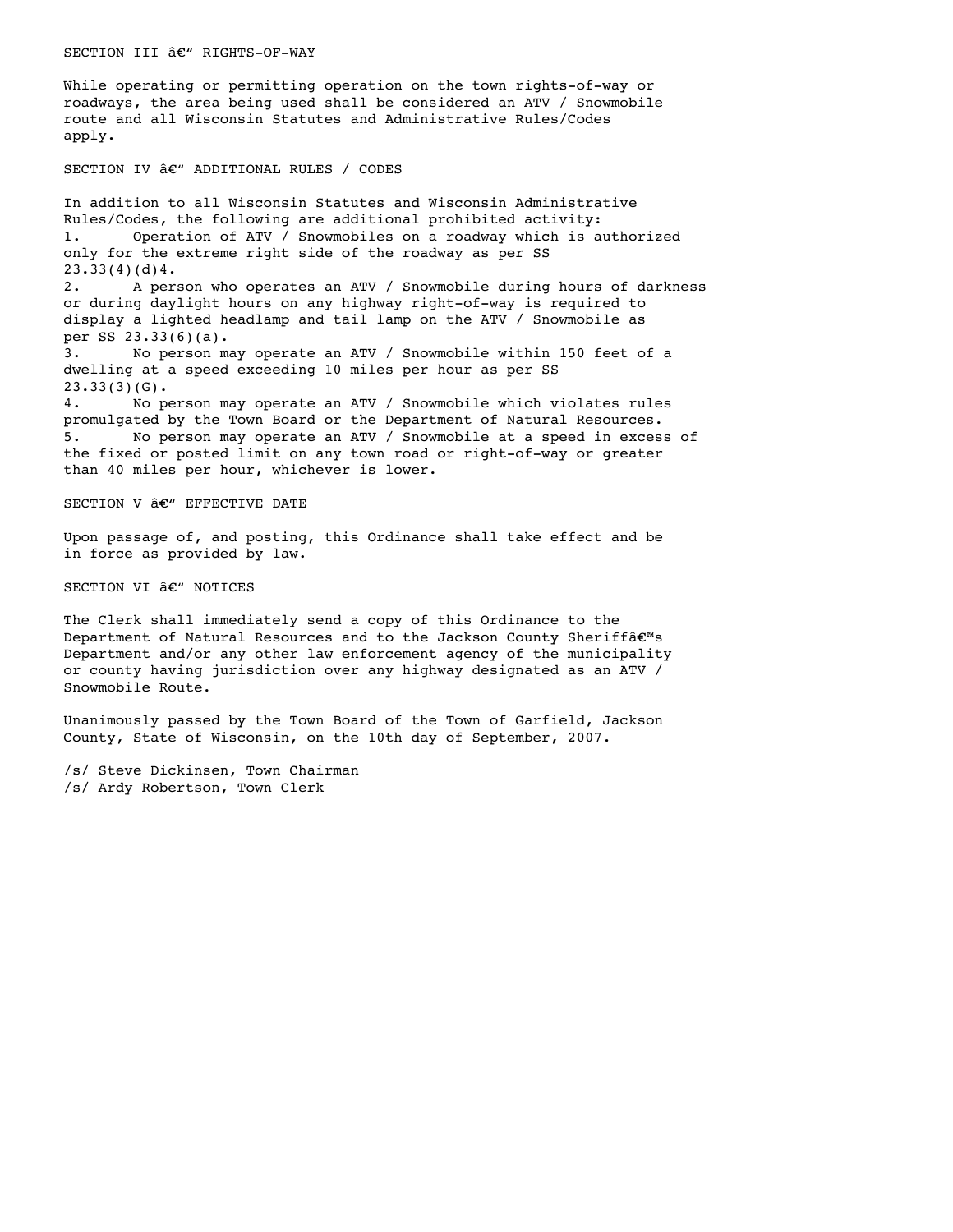## SECTION III â€“ RIGHTS-OF-WAY

While operating or permitting operation on the town rights-of-way or roadways, the area being used shall be considered an ATV / Snowmobile route and all Wisconsin Statutes and Administrative Rules/Codes apply.

## SECTION IV â€“ ADDITIONAL RULES / CODES

In addition to all Wisconsin Statutes and Wisconsin Administrative Rules/Codes, the following are additional prohibited activity:

1. Operation of ATV / Snowmobiles on a roadway which is authorized only for the extreme right side of the roadway as per SS 23.33(4)(d)4.
2. A person who operates an ATV / Snowmobile during hours of darkness or during daylight hours on any highway right-of-way is required to display a lighted headlamp and tail lamp on the ATV / Snowmobile as per SS 23.33(6)(a).
3. No person may operate an ATV / Snowmobile within 150 feet of a dwelling at a speed exceeding 10 miles per hour as per SS 23.33(3)(G).
4. No person may operate an ATV / Snowmobile which violates rules promulgated by the Town Board or the Department of Natural Resources.
5. No person may operate an ATV / Snowmobile at a speed in excess of the fixed or posted limit on any town road or right-of-way or greater than 40 miles per hour, whichever is lower.

## SECTION V â€“ EFFECTIVE DATE

Upon passage of, and posting, this Ordinance shall take effect and be in force as provided by law.

## SECTION VI â€“ NOTICES

The Clerk shall immediately send a copy of this Ordinance to the Department of Natural Resources and to the Jackson County Sheriffâ€™s Department and/or any other law enforcement agency of the municipality or county having jurisdiction over any highway designated as an ATV / Snowmobile Route.

Unanimously passed by the Town Board of the Town of Garfield, Jackson County, State of Wisconsin, on the 10th day of September, 2007.

/s/ Steve Dickinsen, Town Chairman
/s/ Ardy Robertson, Town Clerk